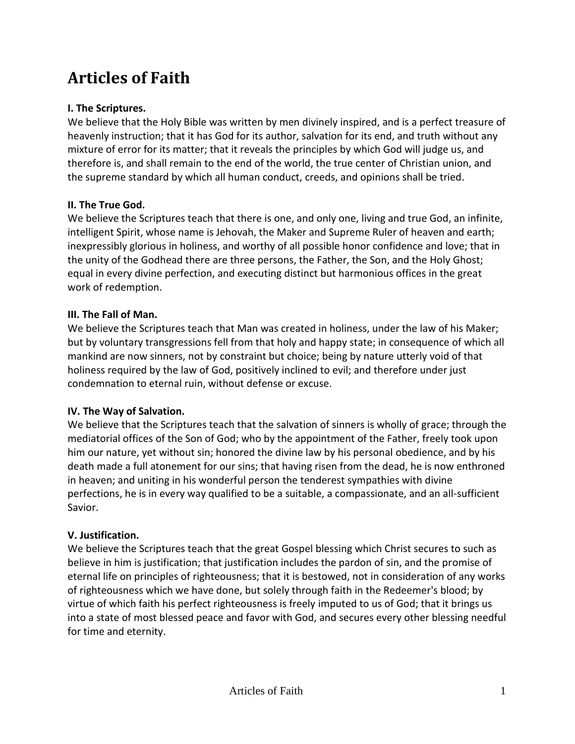# Articles of Faith

**I. The Scriptures.**
We believe that the Holy Bible was written by men divinely inspired, and is a perfect treasure of heavenly instruction; that it has God for its author, salvation for its end, and truth without any mixture of error for its matter; that it reveals the principles by which God will judge us, and therefore is, and shall remain to the end of the world, the true center of Christian union, and the supreme standard by which all human conduct, creeds, and opinions shall be tried.

**II. The True God.**
We believe the Scriptures teach that there is one, and only one, living and true God, an infinite, intelligent Spirit, whose name is Jehovah, the Maker and Supreme Ruler of heaven and earth; inexpressibly glorious in holiness, and worthy of all possible honor confidence and love; that in the unity of the Godhead there are three persons, the Father, the Son, and the Holy Ghost; equal in every divine perfection, and executing distinct but harmonious offices in the great work of redemption.

**III. The Fall of Man.**
We believe the Scriptures teach that Man was created in holiness, under the law of his Maker; but by voluntary transgressions fell from that holy and happy state; in consequence of which all mankind are now sinners, not by constraint but choice; being by nature utterly void of that holiness required by the law of God, positively inclined to evil; and therefore under just condemnation to eternal ruin, without defense or excuse.

**IV. The Way of Salvation.**
We believe that the Scriptures teach that the salvation of sinners is wholly of grace; through the mediatorial offices of the Son of God; who by the appointment of the Father, freely took upon him our nature, yet without sin; honored the divine law by his personal obedience, and by his death made a full atonement for our sins; that having risen from the dead, he is now enthroned in heaven; and uniting in his wonderful person the tenderest sympathies with divine perfections, he is in every way qualified to be a suitable, a compassionate, and an all-sufficient Savior.

**V. Justification.**
We believe the Scriptures teach that the great Gospel blessing which Christ secures to such as believe in him is justification; that justification includes the pardon of sin, and the promise of eternal life on principles of righteousness; that it is bestowed, not in consideration of any works of righteousness which we have done, but solely through faith in the Redeemer's blood; by virtue of which faith his perfect righteousness is freely imputed to us of God; that it brings us into a state of most blessed peace and favor with God, and secures every other blessing needful for time and eternity.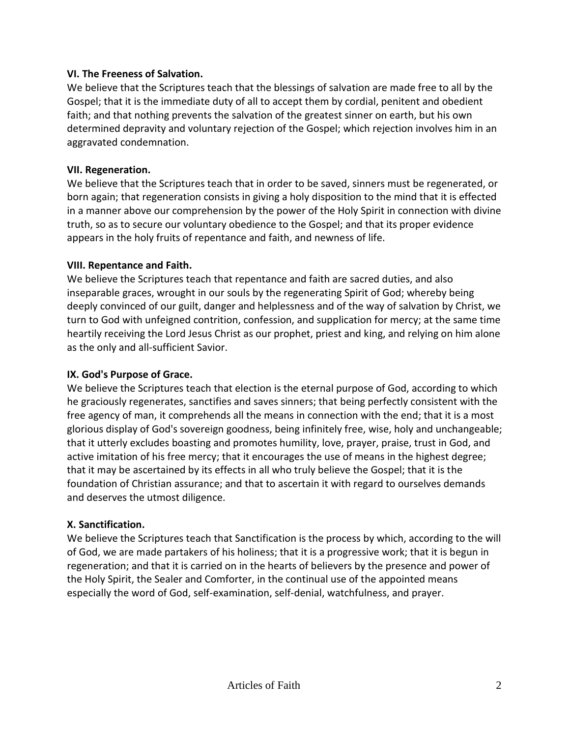**VI. The Freeness of Salvation.**
We believe that the Scriptures teach that the blessings of salvation are made free to all by the Gospel; that it is the immediate duty of all to accept them by cordial, penitent and obedient faith; and that nothing prevents the salvation of the greatest sinner on earth, but his own determined depravity and voluntary rejection of the Gospel; which rejection involves him in an aggravated condemnation.

**VII. Regeneration.**
We believe that the Scriptures teach that in order to be saved, sinners must be regenerated, or born again; that regeneration consists in giving a holy disposition to the mind that it is effected in a manner above our comprehension by the power of the Holy Spirit in connection with divine truth, so as to secure our voluntary obedience to the Gospel; and that its proper evidence appears in the holy fruits of repentance and faith, and newness of life.

**VIII. Repentance and Faith.**
We believe the Scriptures teach that repentance and faith are sacred duties, and also inseparable graces, wrought in our souls by the regenerating Spirit of God; whereby being deeply convinced of our guilt, danger and helplessness and of the way of salvation by Christ, we turn to God with unfeigned contrition, confession, and supplication for mercy; at the same time heartily receiving the Lord Jesus Christ as our prophet, priest and king, and relying on him alone as the only and all-sufficient Savior.

**IX. God's Purpose of Grace.**
We believe the Scriptures teach that election is the eternal purpose of God, according to which he graciously regenerates, sanctifies and saves sinners; that being perfectly consistent with the free agency of man, it comprehends all the means in connection with the end; that it is a most glorious display of God's sovereign goodness, being infinitely free, wise, holy and unchangeable; that it utterly excludes boasting and promotes humility, love, prayer, praise, trust in God, and active imitation of his free mercy; that it encourages the use of means in the highest degree; that it may be ascertained by its effects in all who truly believe the Gospel; that it is the foundation of Christian assurance; and that to ascertain it with regard to ourselves demands and deserves the utmost diligence.

**X. Sanctification.**
We believe the Scriptures teach that Sanctification is the process by which, according to the will of God, we are made partakers of his holiness; that it is a progressive work; that it is begun in regeneration; and that it is carried on in the hearts of believers by the presence and power of the Holy Spirit, the Sealer and Comforter, in the continual use of the appointed means especially the word of God, self-examination, self-denial, watchfulness, and prayer.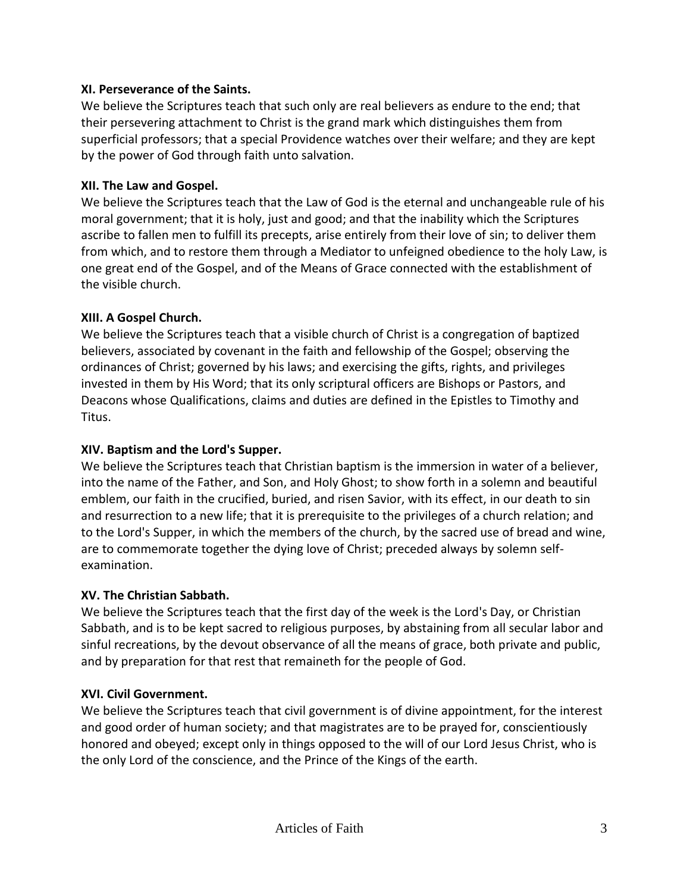**XI. Perseverance of the Saints.**
We believe the Scriptures teach that such only are real believers as endure to the end; that their persevering attachment to Christ is the grand mark which distinguishes them from superficial professors; that a special Providence watches over their welfare; and they are kept by the power of God through faith unto salvation.

**XII. The Law and Gospel.**
We believe the Scriptures teach that the Law of God is the eternal and unchangeable rule of his moral government; that it is holy, just and good; and that the inability which the Scriptures ascribe to fallen men to fulfill its precepts, arise entirely from their love of sin; to deliver them from which, and to restore them through a Mediator to unfeigned obedience to the holy Law, is one great end of the Gospel, and of the Means of Grace connected with the establishment of the visible church.

**XIII. A Gospel Church.**
We believe the Scriptures teach that a visible church of Christ is a congregation of baptized believers, associated by covenant in the faith and fellowship of the Gospel; observing the ordinances of Christ; governed by his laws; and exercising the gifts, rights, and privileges invested in them by His Word; that its only scriptural officers are Bishops or Pastors, and Deacons whose Qualifications, claims and duties are defined in the Epistles to Timothy and Titus.

**XIV. Baptism and the Lord's Supper.**
We believe the Scriptures teach that Christian baptism is the immersion in water of a believer, into the name of the Father, and Son, and Holy Ghost; to show forth in a solemn and beautiful emblem, our faith in the crucified, buried, and risen Savior, with its effect, in our death to sin and resurrection to a new life; that it is prerequisite to the privileges of a church relation; and to the Lord's Supper, in which the members of the church, by the sacred use of bread and wine, are to commemorate together the dying love of Christ; preceded always by solemn self-examination.

**XV. The Christian Sabbath.**
We believe the Scriptures teach that the first day of the week is the Lord's Day, or Christian Sabbath, and is to be kept sacred to religious purposes, by abstaining from all secular labor and sinful recreations, by the devout observance of all the means of grace, both private and public, and by preparation for that rest that remaineth for the people of God.

**XVI. Civil Government.**
We believe the Scriptures teach that civil government is of divine appointment, for the interest and good order of human society; and that magistrates are to be prayed for, conscientiously honored and obeyed; except only in things opposed to the will of our Lord Jesus Christ, who is the only Lord of the conscience, and the Prince of the Kings of the earth.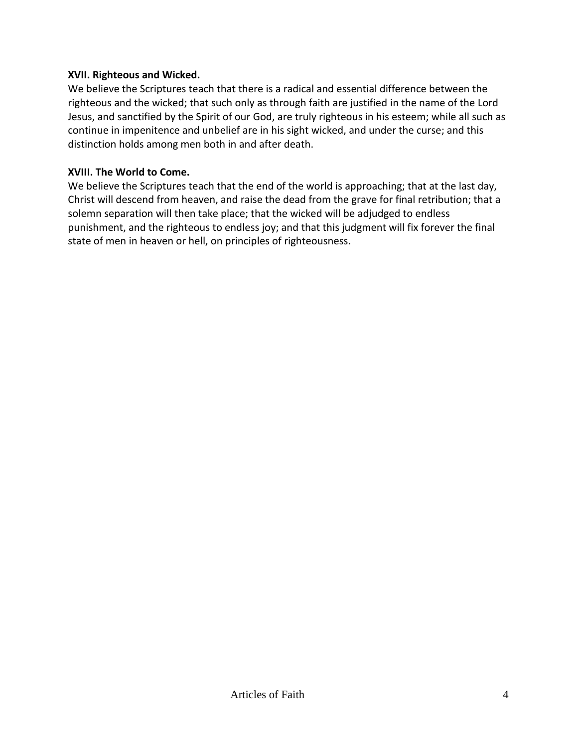**XVII. Righteous and Wicked.**

We believe the Scriptures teach that there is a radical and essential difference between the righteous and the wicked; that such only as through faith are justified in the name of the Lord Jesus, and sanctified by the Spirit of our God, are truly righteous in his esteem; while all such as continue in impenitence and unbelief are in his sight wicked, and under the curse; and this distinction holds among men both in and after death.

**XVIII. The World to Come.**

We believe the Scriptures teach that the end of the world is approaching; that at the last day, Christ will descend from heaven, and raise the dead from the grave for final retribution; that a solemn separation will then take place; that the wicked will be adjudged to endless punishment, and the righteous to endless joy; and that this judgment will fix forever the final state of men in heaven or hell, on principles of righteousness.